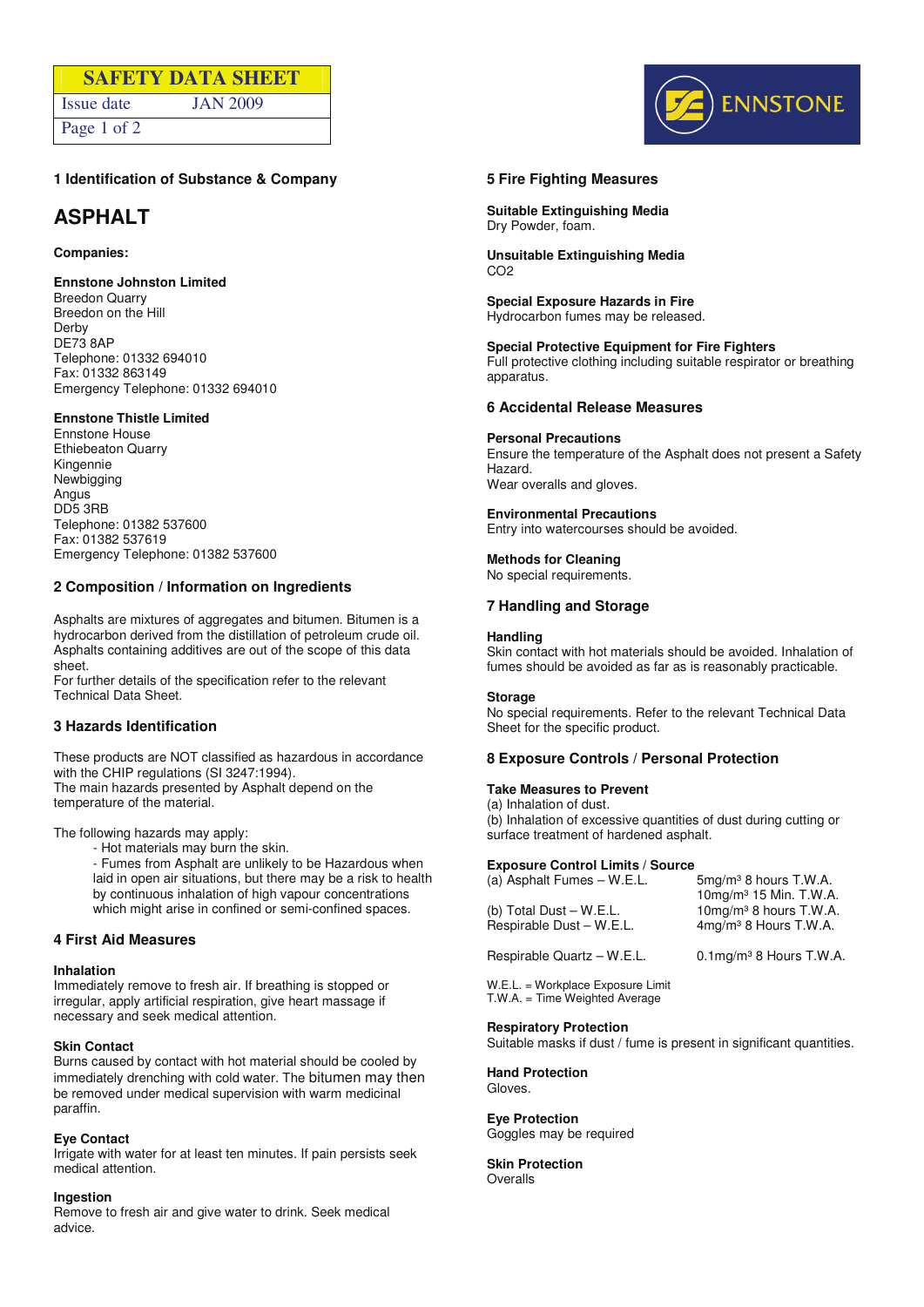**SAFETY DATA SHEET**

| Issue date | JAN 2009 |
|---|---|

ENNSTONE

## 1 Identification of Substance & Company

# ASPHALT

**Companies:**

**Ennstone Johnston Limited**
Breedon Quarry
Breedon on the Hill
Derby
DE73 8AP
Telephone: 01332 694010
Fax: 01332 863149
Emergency Telephone: 01332 694010

**Ennstone Thistle Limited**
Ennstone House
Ethiebeaton Quarry
Kingennie
Newbigging
Angus
DD5 3RB
Telephone: 01382 537600
Fax: 01382 537619
Emergency Telephone: 01382 537600

## 2 Composition / Information on Ingredients

Asphalts are mixtures of aggregates and bitumen. Bitumen is a hydrocarbon derived from the distillation of petroleum crude oil. Asphalts containing additives are out of the scope of this data sheet.
For further details of the specification refer to the relevant Technical Data Sheet.

## 3 Hazards Identification

These products are NOT classified as hazardous in accordance with the CHIP regulations (SI 3247:1994).
The main hazards presented by Asphalt depend on the temperature of the material.

The following hazards may apply:

- Hot materials may burn the skin.
- Fumes from Asphalt are unlikely to be Hazardous when laid in open air situations, but there may be a risk to health by continuous inhalation of high vapour concentrations which might arise in confined or semi-confined spaces.

## 4 First Aid Measures

**Inhalation**
Immediately remove to fresh air. If breathing is stopped or irregular, apply artificial respiration, give heart massage if necessary and seek medical attention.

**Skin Contact**
Burns caused by contact with hot material should be cooled by immediately drenching with cold water. The bitumen may then be removed under medical supervision with warm medicinal paraffin.

**Eye Contact**
Irrigate with water for at least ten minutes. If pain persists seek medical attention.

**Ingestion**
Remove to fresh air and give water to drink. Seek medical advice.

## 5 Fire Fighting Measures

**Suitable Extinguishing Media**
Dry Powder, foam.

**Unsuitable Extinguishing Media**
$CO_2$

**Special Exposure Hazards in Fire**
Hydrocarbon fumes may be released.

**Special Protective Equipment for Fire Fighters**
Full protective clothing including suitable respirator or breathing apparatus.

## 6 Accidental Release Measures

**Personal Precautions**
Ensure the temperature of the Asphalt does not present a Safety Hazard.
Wear overalls and gloves.

**Environmental Precautions**
Entry into watercourses should be avoided.

**Methods for Cleaning**
No special requirements.

## 7 Handling and Storage

**Handling**
Skin contact with hot materials should be avoided. Inhalation of fumes should be avoided as far as is reasonably practicable.

**Storage**
No special requirements. Refer to the relevant Technical Data Sheet for the specific product.

## 8 Exposure Controls / Personal Protection

**Take Measures to Prevent**
(a) Inhalation of dust.
(b) Inhalation of excessive quantities of dust during cutting or surface treatment of hardened asphalt.

**Exposure Control Limits / Source**

| | |
|---|---|
| (a) Asphalt Fumes – W.E.L. | 5mg/m³ 8 hours T.W.A. |
| | 10mg/m³ 15 Min. T.W.A. |
| (b) Total Dust – W.E.L. | 10mg/m³ 8 hours T.W.A. |
| Respirable Dust – W.E.L. | 4mg/m³ 8 Hours T.W.A. |
| Respirable Quartz – W.E.L. | 0.1mg/m³ 8 Hours T.W.A. |

W.E.L. = Workplace Exposure Limit
T.W.A. = Time Weighted Average

**Respiratory Protection**
Suitable masks if dust / fume is present in significant quantities.

**Hand Protection**
Gloves.

**Eye Protection**
Goggles may be required

**Skin Protection**
Overalls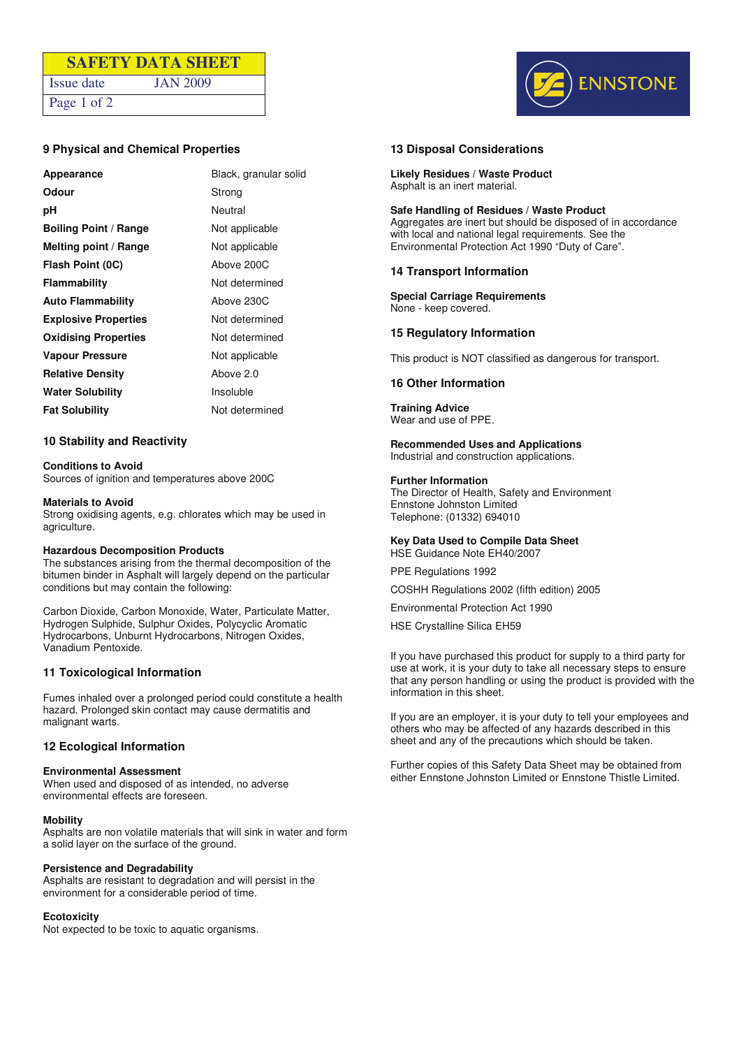| SAFETY DATA SHEET | |
|---|---|
| Issue date | JAN 2009 |

## 9 Physical and Chemical Properties

| | |
|---|---|
| **Appearance** | Black, granular solid |
| **Odour** | Strong |
| **pH** | Neutral |
| **Boiling Point / Range** | Not applicable |
| **Melting point / Range** | Not applicable |
| **Flash Point (0C)** | Above 200C |
| **Flammability** | Not determined |
| **Auto Flammability** | Above 230C |
| **Explosive Properties** | Not determined |
| **Oxidising Properties** | Not determined |
| **Vapour Pressure** | Not applicable |
| **Relative Density** | Above 2.0 |
| **Water Solubility** | Insoluble |
| **Fat Solubility** | Not determined |

## 10 Stability and Reactivity

**Conditions to Avoid**
Sources of ignition and temperatures above 200C

**Materials to Avoid**
Strong oxidising agents, e.g. chlorates which may be used in agriculture.

**Hazardous Decomposition Products**
The substances arising from the thermal decomposition of the bitumen binder in Asphalt will largely depend on the particular conditions but may contain the following:

Carbon Dioxide, Carbon Monoxide, Water, Particulate Matter, Hydrogen Sulphide, Sulphur Oxides, Polycyclic Aromatic Hydrocarbons, Unburnt Hydrocarbons, Nitrogen Oxides, Vanadium Pentoxide.

## 11 Toxicological Information

Fumes inhaled over a prolonged period could constitute a health hazard. Prolonged skin contact may cause dermatitis and malignant warts.

## 12 Ecological Information

**Environmental Assessment**
When used and disposed of as intended, no adverse environmental effects are foreseen.

**Mobility**
Asphalts are non volatile materials that will sink in water and form a solid layer on the surface of the ground.

**Persistence and Degradability**
Asphalts are resistant to degradation and will persist in the environment for a considerable period of time.

**Ecotoxicity**
Not expected to be toxic to aquatic organisms.

## 13 Disposal Considerations

**Likely Residues / Waste Product**
Asphalt is an inert material.

**Safe Handling of Residues / Waste Product**
Aggregates are inert but should be disposed of in accordance with local and national legal requirements. See the Environmental Protection Act 1990 "Duty of Care".

## 14 Transport Information

**Special Carriage Requirements**
None - keep covered.

## 15 Regulatory Information

This product is NOT classified as dangerous for transport.

## 16 Other Information

**Training Advice**
Wear and use of PPE.

**Recommended Uses and Applications**
Industrial and construction applications.

**Further Information**
The Director of Health, Safety and Environment
Ennstone Johnston Limited
Telephone: (01332) 694010

**Key Data Used to Compile Data Sheet**
HSE Guidance Note EH40/2007

PPE Regulations 1992

COSHH Regulations 2002 (fifth edition) 2005

Environmental Protection Act 1990

HSE Crystalline Silica EH59

If you have purchased this product for supply to a third party for use at work, it is your duty to take all necessary steps to ensure that any person handling or using the product is provided with the information in this sheet.

If you are an employer, it is your duty to tell your employees and others who may be affected of any hazards described in this sheet and any of the precautions which should be taken.

Further copies of this Safety Data Sheet may be obtained from either Ennstone Johnston Limited or Ennstone Thistle Limited.